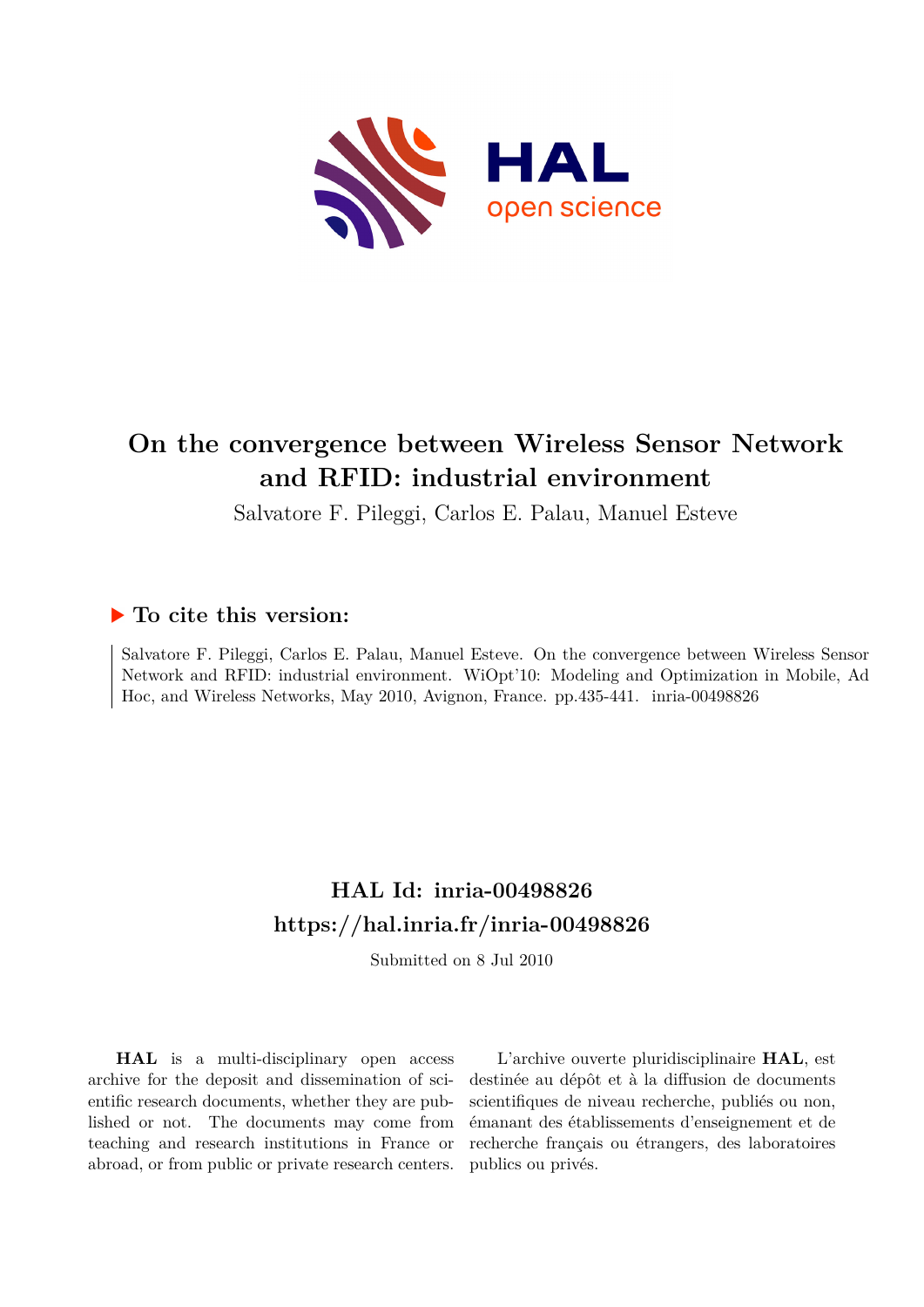# On the convergence between Wireless Sensor Network and RFID: industrial environment

Salvatore F. Pileggi, Carlos E. Palau, Manuel Esteve

## ▶ To cite this version:

Salvatore F. Pileggi, Carlos E. Palau, Manuel Esteve. On the convergence between Wireless Sensor Network and RFID: industrial environment. WiOpt'10: Modeling and Optimization in Mobile, Ad Hoc, and Wireless Networks, May 2010, Avignon, France. pp.435-441. inria-00498826

## HAL Id: inria-00498826
## https://hal.inria.fr/inria-00498826

Submitted on 8 Jul 2010

**HAL** is a multi-disciplinary open access archive for the deposit and dissemination of scientific research documents, whether they are published or not. The documents may come from teaching and research institutions in France or abroad, or from public or private research centers.

L'archive ouverte pluridisciplinaire **HAL**, est destinée au dépôt et à la diffusion de documents scientifiques de niveau recherche, publiés ou non, émanant des établissements d'enseignement et de recherche français ou étrangers, des laboratoires publics ou privés.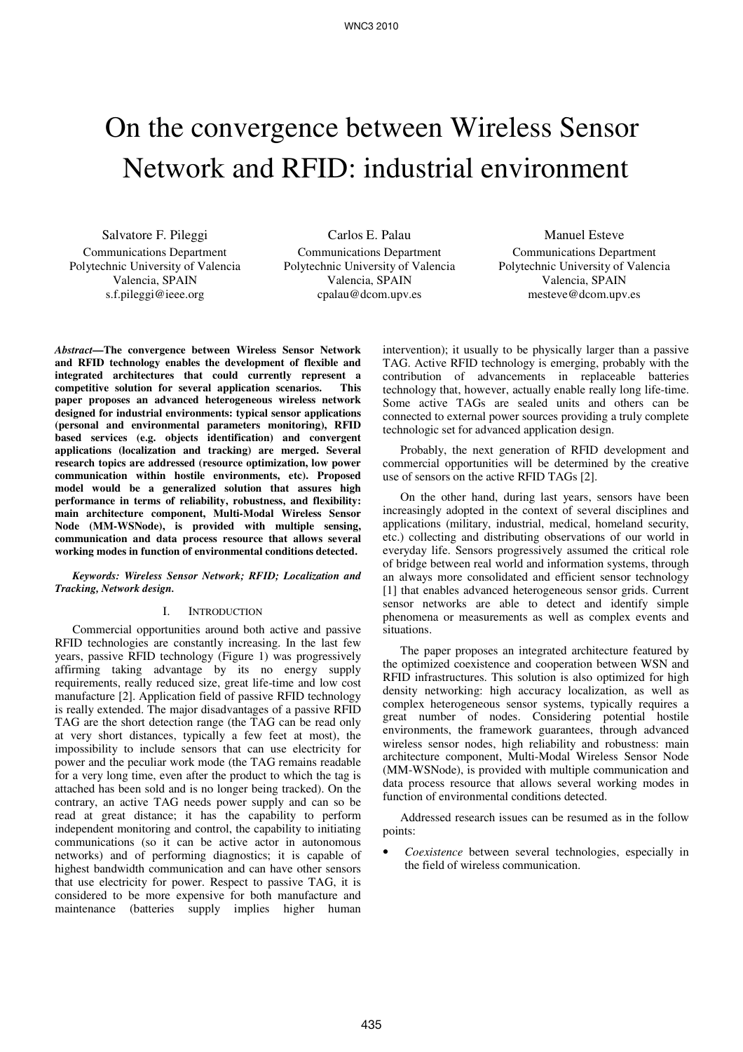# On the convergence between Wireless Sensor Network and RFID: industrial environment

Salvatore F. Pileggi
Communications Department
Polytechnic University of Valencia
Valencia, SPAIN
s.f.pileggi@ieee.org

Carlos E. Palau
Communications Department
Polytechnic University of Valencia
Valencia, SPAIN
cpalau@dcom.upv.es

Manuel Esteve
Communications Department
Polytechnic University of Valencia
Valencia, SPAIN
mesteve@dcom.upv.es

***Abstract*—The convergence between Wireless Sensor Network and RFID technology enables the development of flexible and integrated architectures that could currently represent a competitive solution for several application scenarios. This paper proposes an advanced heterogeneous wireless network designed for industrial environments: typical sensor applications (personal and environmental parameters monitoring), RFID based services (e.g. objects identification) and convergent applications (localization and tracking) are merged. Several research topics are addressed (resource optimization, low power communication within hostile environments, etc). Proposed model would be a generalized solution that assures high performance in terms of reliability, robustness, and flexibility: main architecture component, Multi-Modal Wireless Sensor Node (MM-WSNode), is provided with multiple sensing, communication and data process resource that allows several working modes in function of environmental conditions detected.**

***Keywords: Wireless Sensor Network; RFID; Localization and Tracking, Network design.***

## I. Introduction

Commercial opportunities around both active and passive RFID technologies are constantly increasing. In the last few years, passive RFID technology (Figure 1) was progressively affirming taking advantage by its no energy supply requirements, really reduced size, great life-time and low cost manufacture [2]. Application field of passive RFID technology is really extended. The major disadvantages of a passive RFID TAG are the short detection range (the TAG can be read only at very short distances, typically a few feet at most), the impossibility to include sensors that can use electricity for power and the peculiar work mode (the TAG remains readable for a very long time, even after the product to which the tag is attached has been sold and is no longer being tracked). On the contrary, an active TAG needs power supply and can so be read at great distance; it has the capability to perform independent monitoring and control, the capability to initiating communications (so it can be active actor in autonomous networks) and of performing diagnostics; it is capable of highest bandwidth communication and can have other sensors that use electricity for power. Respect to passive TAG, it is considered to be more expensive for both manufacture and maintenance (batteries supply implies higher human intervention); it usually to be physically larger than a passive TAG. Active RFID technology is emerging, probably with the contribution of advancements in replaceable batteries technology that, however, actually enable really long life-time. Some active TAGs are sealed units and others can be connected to external power sources providing a truly complete technologic set for advanced application design.

Probably, the next generation of RFID development and commercial opportunities will be determined by the creative use of sensors on the active RFID TAGs [2].

On the other hand, during last years, sensors have been increasingly adopted in the context of several disciplines and applications (military, industrial, medical, homeland security, etc.) collecting and distributing observations of our world in everyday life. Sensors progressively assumed the critical role of bridge between real world and information systems, through an always more consolidated and efficient sensor technology [1] that enables advanced heterogeneous sensor grids. Current sensor networks are able to detect and identify simple phenomena or measurements as well as complex events and situations.

The paper proposes an integrated architecture featured by the optimized coexistence and cooperation between WSN and RFID infrastructures. This solution is also optimized for high density networking: high accuracy localization, as well as complex heterogeneous sensor systems, typically requires a great number of nodes. Considering potential hostile environments, the framework guarantees, through advanced wireless sensor nodes, high reliability and robustness: main architecture component, Multi-Modal Wireless Sensor Node (MM-WSNode), is provided with multiple communication and data process resource that allows several working modes in function of environmental conditions detected.

Addressed research issues can be resumed as in the follow points:

- *Coexistence* between several technologies, especially in the field of wireless communication.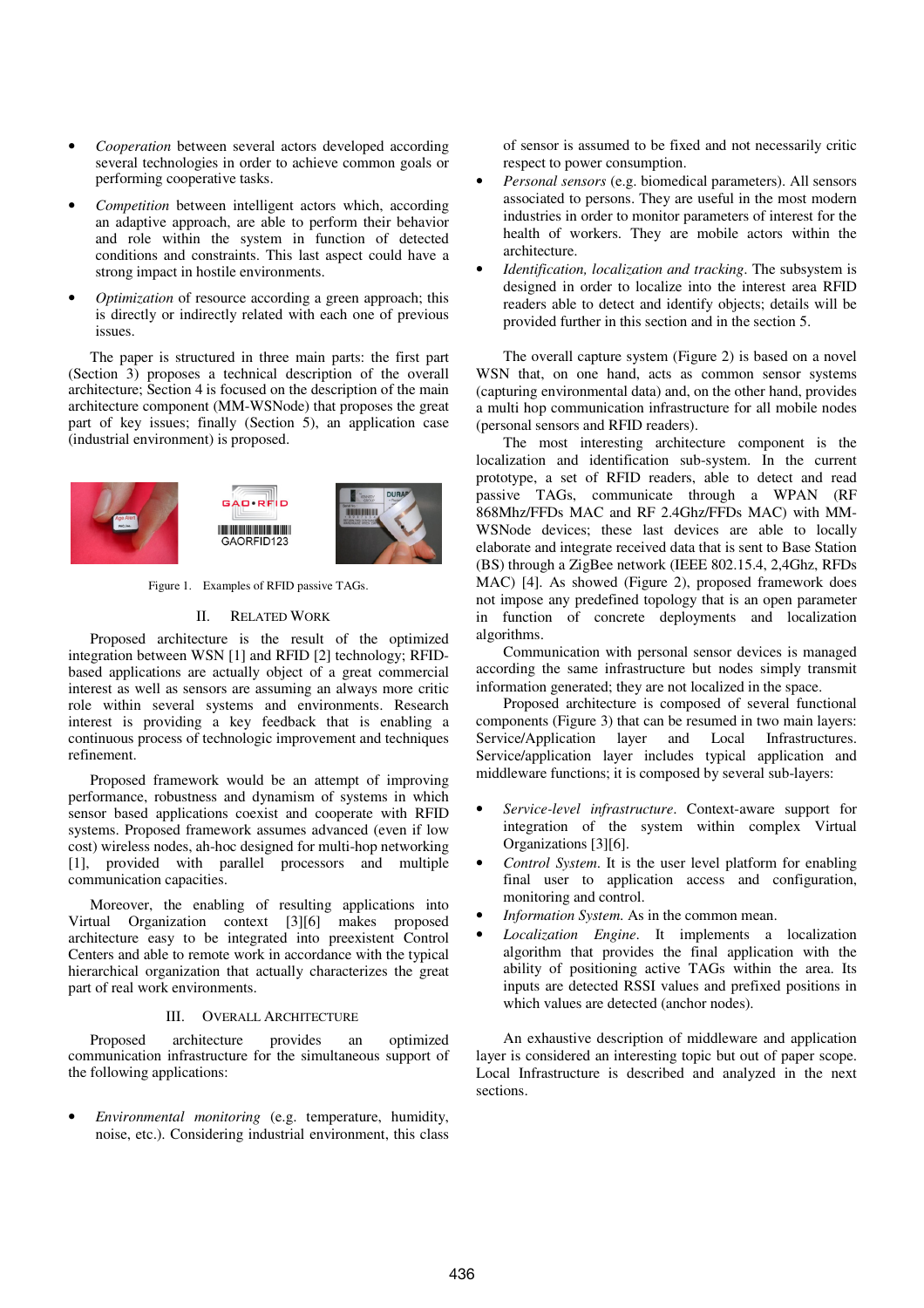- *Cooperation* between several actors developed according several technologies in order to achieve common goals or performing cooperative tasks.
- *Competition* between intelligent actors which, according an adaptive approach, are able to perform their behavior and role within the system in function of detected conditions and constraints. This last aspect could have a strong impact in hostile environments.
- *Optimization* of resource according a green approach; this is directly or indirectly related with each one of previous issues.

The paper is structured in three main parts: the first part (Section 3) proposes a technical description of the overall architecture; Section 4 is focused on the description of the main architecture component (MM-WSNode) that proposes the great part of key issues; finally (Section 5), an application case (industrial environment) is proposed.

Figure 1. Examples of RFID passive TAGs.

## II. Related Work

Proposed architecture is the result of the optimized integration between WSN [1] and RFID [2] technology; RFID-based applications are actually object of a great commercial interest as well as sensors are assuming an always more critic role within several systems and environments. Research interest is providing a key feedback that is enabling a continuous process of technologic improvement and techniques refinement.

Proposed framework would be an attempt of improving performance, robustness and dynamism of systems in which sensor based applications coexist and cooperate with RFID systems. Proposed framework assumes advanced (even if low cost) wireless nodes, ah-hoc designed for multi-hop networking [1], provided with parallel processors and multiple communication capacities.

Moreover, the enabling of resulting applications into Virtual Organization context [3][6] makes proposed architecture easy to be integrated into preexistent Control Centers and able to remote work in accordance with the typical hierarchical organization that actually characterizes the great part of real work environments.

## III. Overall Architecture

Proposed architecture provides an optimized communication infrastructure for the simultaneous support of the following applications:

- *Environmental monitoring* (e.g. temperature, humidity, noise, etc.). Considering industrial environment, this class of sensor is assumed to be fixed and not necessarily critic respect to power consumption.
- *Personal sensors* (e.g. biomedical parameters). All sensors associated to persons. They are useful in the most modern industries in order to monitor parameters of interest for the health of workers. They are mobile actors within the architecture.
- *Identification, localization and tracking*. The subsystem is designed in order to localize into the interest area RFID readers able to detect and identify objects; details will be provided further in this section and in the section 5.

The overall capture system (Figure 2) is based on a novel WSN that, on one hand, acts as common sensor systems (capturing environmental data) and, on the other hand, provides a multi hop communication infrastructure for all mobile nodes (personal sensors and RFID readers).

The most interesting architecture component is the localization and identification sub-system. In the current prototype, a set of RFID readers, able to detect and read passive TAGs, communicate through a WPAN (RF 868Mhz/FFDs MAC and RF 2.4Ghz/FFDs MAC) with MM-WSNode devices; these last devices are able to locally elaborate and integrate received data that is sent to Base Station (BS) through a ZigBee network (IEEE 802.15.4, 2,4Ghz, RFDs MAC) [4]. As showed (Figure 2), proposed framework does not impose any predefined topology that is an open parameter in function of concrete deployments and localization algorithms.

Communication with personal sensor devices is managed according the same infrastructure but nodes simply transmit information generated; they are not localized in the space.

Proposed architecture is composed of several functional components (Figure 3) that can be resumed in two main layers: Service/Application layer and Local Infrastructures. Service/application layer includes typical application and middleware functions; it is composed by several sub-layers:

- *Service-level infrastructure*. Context-aware support for integration of the system within complex Virtual Organizations [3][6].
- *Control System*. It is the user level platform for enabling final user to application access and configuration, monitoring and control.
- *Information System.* As in the common mean.
- *Localization Engine*. It implements a localization algorithm that provides the final application with the ability of positioning active TAGs within the area. Its inputs are detected RSSI values and prefixed positions in which values are detected (anchor nodes).

An exhaustive description of middleware and application layer is considered an interesting topic but out of paper scope. Local Infrastructure is described and analyzed in the next sections.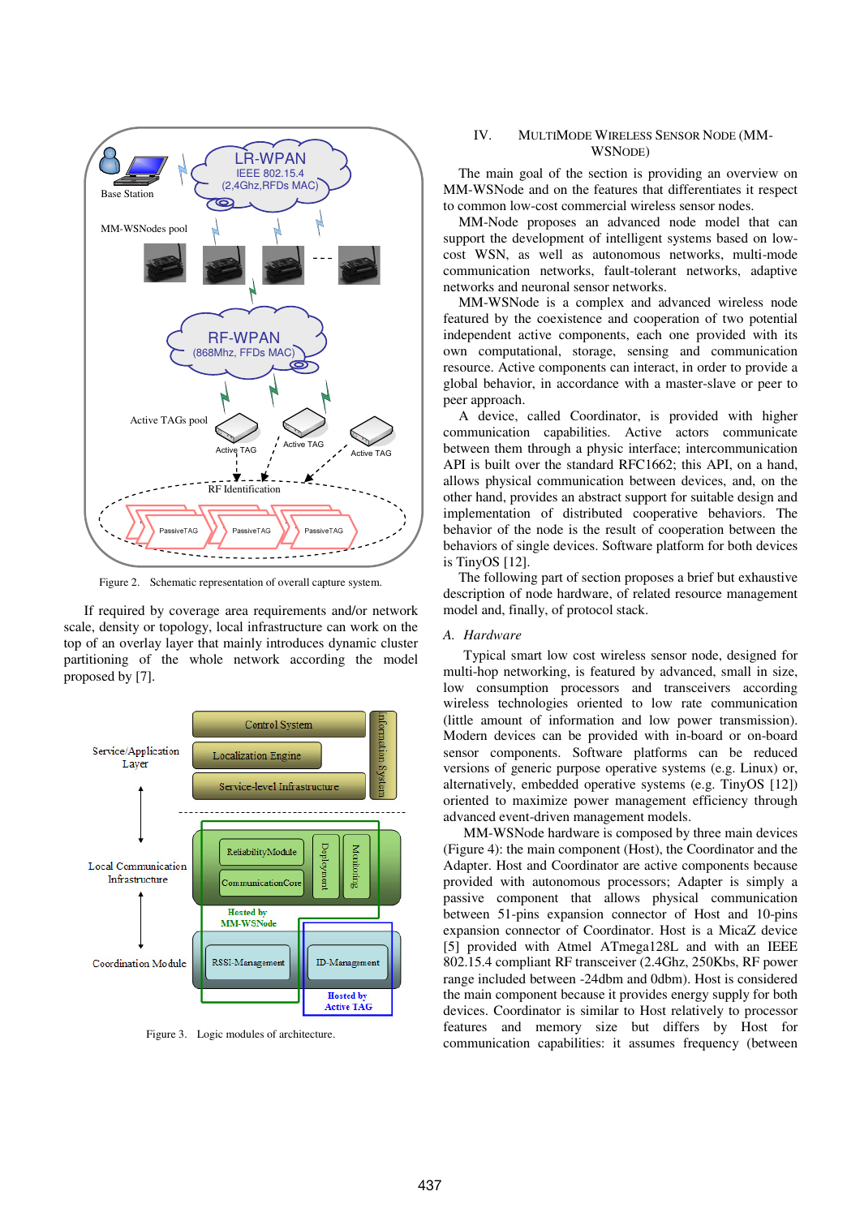Figure 2. Schematic representation of overall capture system.

If required by coverage area requirements and/or network scale, density or topology, local infrastructure can work on the top of an overlay layer that mainly introduces dynamic cluster partitioning of the whole network according the model proposed by [7].

Figure 3. Logic modules of architecture.

## IV. MULTIMODE WIRELESS SENSOR NODE (MM-WSNODE)

The main goal of the section is providing an overview on MM-WSNode and on the features that differentiates it respect to common low-cost commercial wireless sensor nodes.

MM-Node proposes an advanced node model that can support the development of intelligent systems based on low-cost WSN, as well as autonomous networks, multi-mode communication networks, fault-tolerant networks, adaptive networks and neuronal sensor networks.

MM-WSNode is a complex and advanced wireless node featured by the coexistence and cooperation of two potential independent active components, each one provided with its own computational, storage, sensing and communication resource. Active components can interact, in order to provide a global behavior, in accordance with a master-slave or peer to peer approach.

A device, called Coordinator, is provided with higher communication capabilities. Active actors communicate between them through a physic interface; intercommunication API is built over the standard RFC1662; this API, on a hand, allows physical communication between devices, and, on the other hand, provides an abstract support for suitable design and implementation of distributed cooperative behaviors. The behavior of the node is the result of cooperation between the behaviors of single devices. Software platform for both devices is TinyOS [12].

The following part of section proposes a brief but exhaustive description of node hardware, of related resource management model and, finally, of protocol stack.

### A. Hardware

Typical smart low cost wireless sensor node, designed for multi-hop networking, is featured by advanced, small in size, low consumption processors and transceivers according wireless technologies oriented to low rate communication (little amount of information and low power transmission). Modern devices can be provided with in-board or on-board sensor components. Software platforms can be reduced versions of generic purpose operative systems (e.g. Linux) or, alternatively, embedded operative systems (e.g. TinyOS [12]) oriented to maximize power management efficiency through advanced event-driven management models.

MM-WSNode hardware is composed by three main devices (Figure 4): the main component (Host), the Coordinator and the Adapter. Host and Coordinator are active components because provided with autonomous processors; Adapter is simply a passive component that allows physical communication between 51-pins expansion connector of Host and 10-pins expansion connector of Coordinator. Host is a MicaZ device [5] provided with Atmel ATmega128L and with an IEEE 802.15.4 compliant RF transceiver (2.4Ghz, 250Kbs, RF power range included between -24dbm and 0dbm). Host is considered the main component because it provides energy supply for both devices. Coordinator is similar to Host relatively to processor features and memory size but differs by Host for communication capabilities: it assumes frequency (between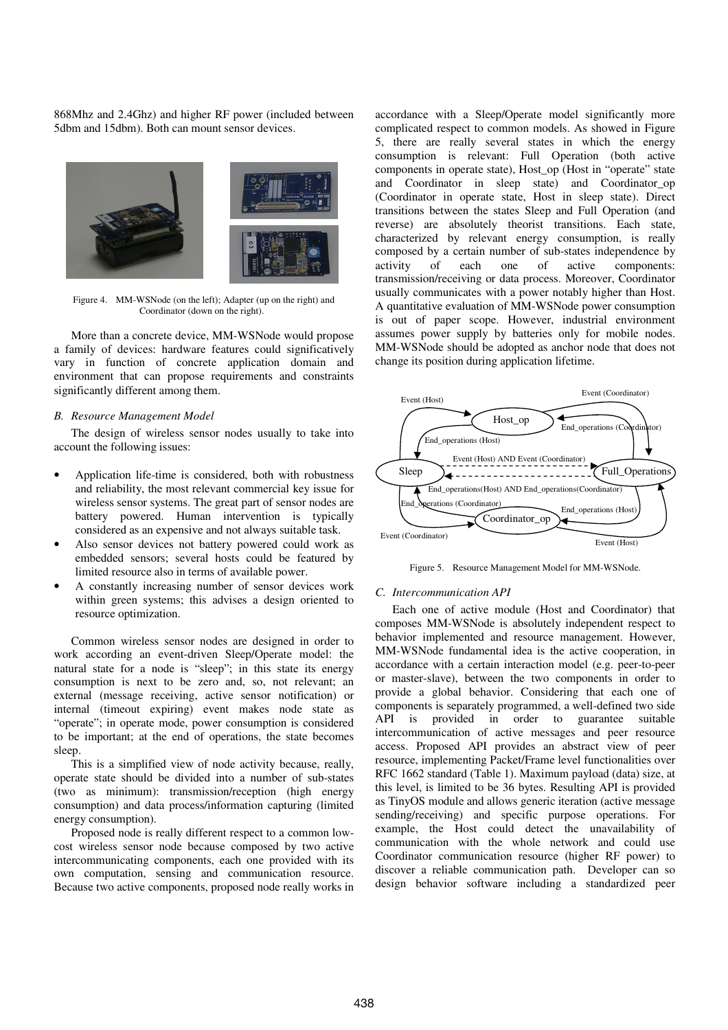868Mhz and 2.4Ghz) and higher RF power (included between 5dbm and 15dbm). Both can mount sensor devices.

Figure 4. MM-WSNode (on the left); Adapter (up on the right) and Coordinator (down on the right).

More than a concrete device, MM-WSNode would propose a family of devices: hardware features could significatively vary in function of concrete application domain and environment that can propose requirements and constraints significantly different among them.

### *B. Resource Management Model*

The design of wireless sensor nodes usually to take into account the following issues:

- Application life-time is considered, both with robustness and reliability, the most relevant commercial key issue for wireless sensor systems. The great part of sensor nodes are battery powered. Human intervention is typically considered as an expensive and not always suitable task.
- Also sensor devices not battery powered could work as embedded sensors; several hosts could be featured by limited resource also in terms of available power.
- A constantly increasing number of sensor devices work within green systems; this advises a design oriented to resource optimization.

Common wireless sensor nodes are designed in order to work according an event-driven Sleep/Operate model: the natural state for a node is "sleep"; in this state its energy consumption is next to be zero and, so, not relevant; an external (message receiving, active sensor notification) or internal (timeout expiring) event makes node state as "operate"; in operate mode, power consumption is considered to be important; at the end of operations, the state becomes sleep.

This is a simplified view of node activity because, really, operate state should be divided into a number of sub-states (two as minimum): transmission/reception (high energy consumption) and data process/information capturing (limited energy consumption).

Proposed node is really different respect to a common low-cost wireless sensor node because composed by two active intercommunicating components, each one provided with its own computation, sensing and communication resource. Because two active components, proposed node really works in accordance with a Sleep/Operate model significantly more complicated respect to common models. As showed in Figure 5, there are really several states in which the energy consumption is relevant: Full Operation (both active components in operate state), Host_op (Host in "operate" state and Coordinator in sleep state) and Coordinator_op (Coordinator in operate state, Host in sleep state). Direct transitions between the states Sleep and Full Operation (and reverse) are absolutely theorist transitions. Each state, characterized by relevant energy consumption, is really composed by a certain number of sub-states independence by activity of each one of active components: transmission/receiving or data process. Moreover, Coordinator usually communicates with a power notably higher than Host. A quantitative evaluation of MM-WSNode power consumption is out of paper scope. However, industrial environment assumes power supply by batteries only for mobile nodes. MM-WSNode should be adopted as anchor node that does not change its position during application lifetime.

Figure 5. Resource Management Model for MM-WSNode.

### *C. Intercommunication API*

Each one of active module (Host and Coordinator) that composes MM-WSNode is absolutely independent respect to behavior implemented and resource management. However, MM-WSNode fundamental idea is the active cooperation, in accordance with a certain interaction model (e.g. peer-to-peer or master-slave), between the two components in order to provide a global behavior. Considering that each one of components is separately programmed, a well-defined two side API is provided in order to guarantee suitable intercommunication of active messages and peer resource access. Proposed API provides an abstract view of peer resource, implementing Packet/Frame level functionalities over RFC 1662 standard (Table 1). Maximum payload (data) size, at this level, is limited to be 36 bytes. Resulting API is provided as TinyOS module and allows generic iteration (active message sending/receiving) and specific purpose operations. For example, the Host could detect the unavailability of communication with the whole network and could use Coordinator communication resource (higher RF power) to discover a reliable communication path. Developer can so design behavior software including a standardized peer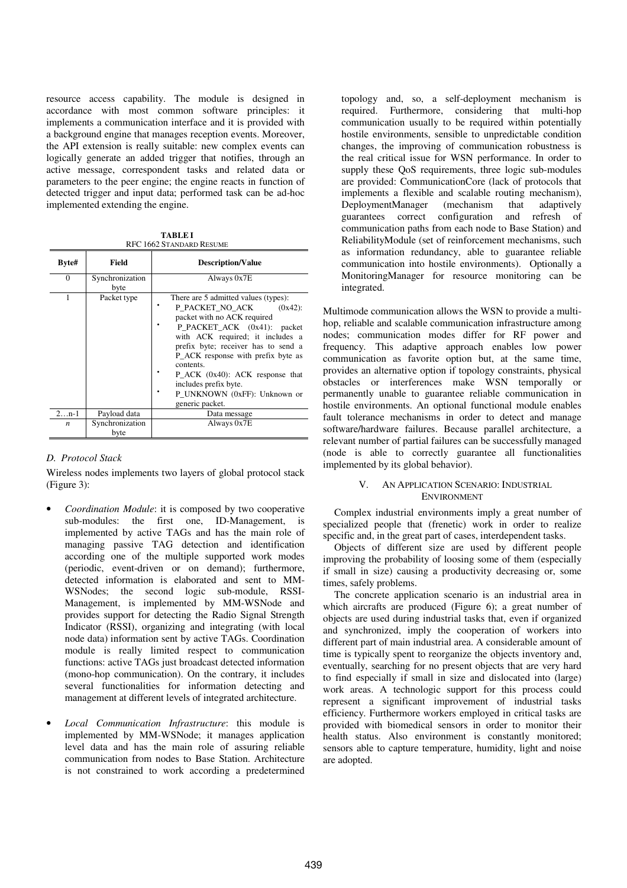resource access capability. The module is designed in accordance with most common software principles: it implements a communication interface and it is provided with a background engine that manages reception events. Moreover, the API extension is really suitable: new complex events can logically generate an added trigger that notifies, through an active message, correspondent tasks and related data or parameters to the peer engine; the engine reacts in function of detected trigger and input data; performed task can be ad-hoc implemented extending the engine.

**TABLE I**
RFC 1662 STANDARD RESUME

| Byte# | Field | Description/Value |
|---|---|---|
| 0 | Synchronization byte | Always 0x7E |
| 1 | Packet type | There are 5 admitted values (types): • P_PACKET_NO_ACK (0x42): packet with no ACK required • P_PACKET_ACK (0x41): packet with ACK required; it includes a prefix byte; receiver has to send a P_ACK response with prefix byte as contents. • P_ACK (0x40): ACK response that includes prefix byte. • P_UNKNOWN (0xFF): Unknown or generic packet. |
| 2…n-1 | Payload data | Data message |
| *n* | Synchronization byte | Always 0x7E |

### *D. Protocol Stack*

Wireless nodes implements two layers of global protocol stack (Figure 3):

- *Coordination Module*: it is composed by two cooperative sub-modules: the first one, ID-Management, is implemented by active TAGs and has the main role of managing passive TAG detection and identification according one of the multiple supported work modes (periodic, event-driven or on demand); furthermore, detected information is elaborated and sent to MM-WSNodes; the second logic sub-module, RSSI-Management, is implemented by MM-WSNode and provides support for detecting the Radio Signal Strength Indicator (RSSI), organizing and integrating (with local node data) information sent by active TAGs. Coordination module is really limited respect to communication functions: active TAGs just broadcast detected information (mono-hop communication). On the contrary, it includes several functionalities for information detecting and management at different levels of integrated architecture.

- *Local Communication Infrastructure*: this module is implemented by MM-WSNode; it manages application level data and has the main role of assuring reliable communication from nodes to Base Station. Architecture is not constrained to work according a predetermined topology and, so, a self-deployment mechanism is required. Furthermore, considering that multi-hop communication usually to be required within potentially hostile environments, sensible to unpredictable condition changes, the improving of communication robustness is the real critical issue for WSN performance. In order to supply these QoS requirements, three logic sub-modules are provided: CommunicationCore (lack of protocols that implements a flexible and scalable routing mechanism), DeploymentManager (mechanism that adaptively guarantees correct configuration and refresh of communication paths from each node to Base Station) and ReliabilityModule (set of reinforcement mechanisms, such as information redundancy, able to guarantee reliable communication into hostile environments). Optionally a MonitoringManager for resource monitoring can be integrated.

Multimode communication allows the WSN to provide a multi-hop, reliable and scalable communication infrastructure among nodes; communication modes differ for RF power and frequency. This adaptive approach enables low power communication as favorite option but, at the same time, provides an alternative option if topology constraints, physical obstacles or interferences make WSN temporally or permanently unable to guarantee reliable communication in hostile environments. An optional functional module enables fault tolerance mechanisms in order to detect and manage software/hardware failures. Because parallel architecture, a relevant number of partial failures can be successfully managed (node is able to correctly guarantee all functionalities implemented by its global behavior).

## V. AN APPLICATION SCENARIO: INDUSTRIAL ENVIRONMENT

Complex industrial environments imply a great number of specialized people that (frenetic) work in order to realize specific and, in the great part of cases, interdependent tasks.

Objects of different size are used by different people improving the probability of loosing some of them (especially if small in size) causing a productivity decreasing or, some times, safely problems.

The concrete application scenario is an industrial area in which aircrafts are produced (Figure 6); a great number of objects are used during industrial tasks that, even if organized and synchronized, imply the cooperation of workers into different part of main industrial area. A considerable amount of time is typically spent to reorganize the objects inventory and, eventually, searching for no present objects that are very hard to find especially if small in size and dislocated into (large) work areas. A technologic support for this process could represent a significant improvement of industrial tasks efficiency. Furthermore workers employed in critical tasks are provided with biomedical sensors in order to monitor their health status. Also environment is constantly monitored; sensors able to capture temperature, humidity, light and noise are adopted.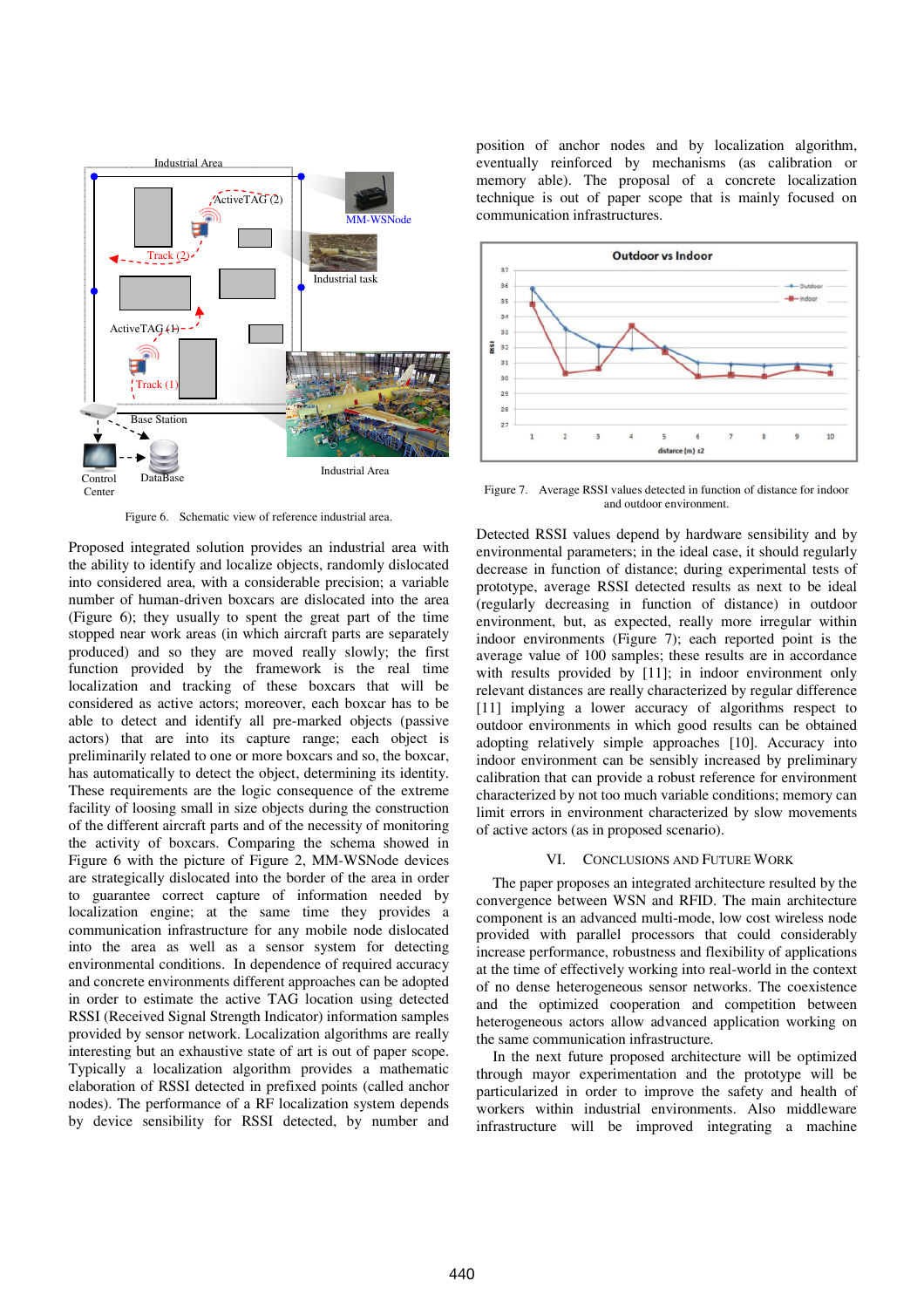Figure 6. Schematic view of reference industrial area.

Proposed integrated solution provides an industrial area with the ability to identify and localize objects, randomly dislocated into considered area, with a considerable precision; a variable number of human-driven boxcars are dislocated into the area (Figure 6); they usually to spent the great part of the time stopped near work areas (in which aircraft parts are separately produced) and so they are moved really slowly; the first function provided by the framework is the real time localization and tracking of these boxcars that will be considered as active actors; moreover, each boxcar has to be able to detect and identify all pre-marked objects (passive actors) that are into its capture range; each object is preliminarily related to one or more boxcars and so, the boxcar, has automatically to detect the object, determining its identity. These requirements are the logic consequence of the extreme facility of loosing small in size objects during the construction of the different aircraft parts and of the necessity of monitoring the activity of boxcars. Comparing the schema showed in Figure 6 with the picture of Figure 2, MM-WSNode devices are strategically dislocated into the border of the area in order to guarantee correct capture of information needed by localization engine; at the same time they provides a communication infrastructure for any mobile node dislocated into the area as well as a sensor system for detecting environmental conditions. In dependence of required accuracy and concrete environments different approaches can be adopted in order to estimate the active TAG location using detected RSSI (Received Signal Strength Indicator) information samples provided by sensor network. Localization algorithms are really interesting but an exhaustive state of art is out of paper scope. Typically a localization algorithm provides a mathematic elaboration of RSSI detected in prefixed points (called anchor nodes). The performance of a RF localization system depends by device sensibility for RSSI detected, by number and position of anchor nodes and by localization algorithm, eventually reinforced by mechanisms (as calibration or memory able). The proposal of a concrete localization technique is out of paper scope that is mainly focused on communication infrastructures.

Figure 7. Average RSSI values detected in function of distance for indoor and outdoor environment.

Detected RSSI values depend by hardware sensibility and by environmental parameters; in the ideal case, it should regularly decrease in function of distance; during experimental tests of prototype, average RSSI detected results as next to be ideal (regularly decreasing in function of distance) in outdoor environment, but, as expected, really more irregular within indoor environments (Figure 7); each reported point is the average value of 100 samples; these results are in accordance with results provided by [11]; in indoor environment only relevant distances are really characterized by regular difference [11] implying a lower accuracy of algorithms respect to outdoor environments in which good results can be obtained adopting relatively simple approaches [10]. Accuracy into indoor environment can be sensibly increased by preliminary calibration that can provide a robust reference for environment characterized by not too much variable conditions; memory can limit errors in environment characterized by slow movements of active actors (as in proposed scenario).

## VI. Conclusions and Future Work

The paper proposes an integrated architecture resulted by the convergence between WSN and RFID. The main architecture component is an advanced multi-mode, low cost wireless node provided with parallel processors that could considerably increase performance, robustness and flexibility of applications at the time of effectively working into real-world in the context of no dense heterogeneous sensor networks. The coexistence and the optimized cooperation and competition between heterogeneous actors allow advanced application working on the same communication infrastructure.

In the next future proposed architecture will be optimized through mayor experimentation and the prototype will be particularized in order to improve the safety and health of workers within industrial environments. Also middleware infrastructure will be improved integrating a machine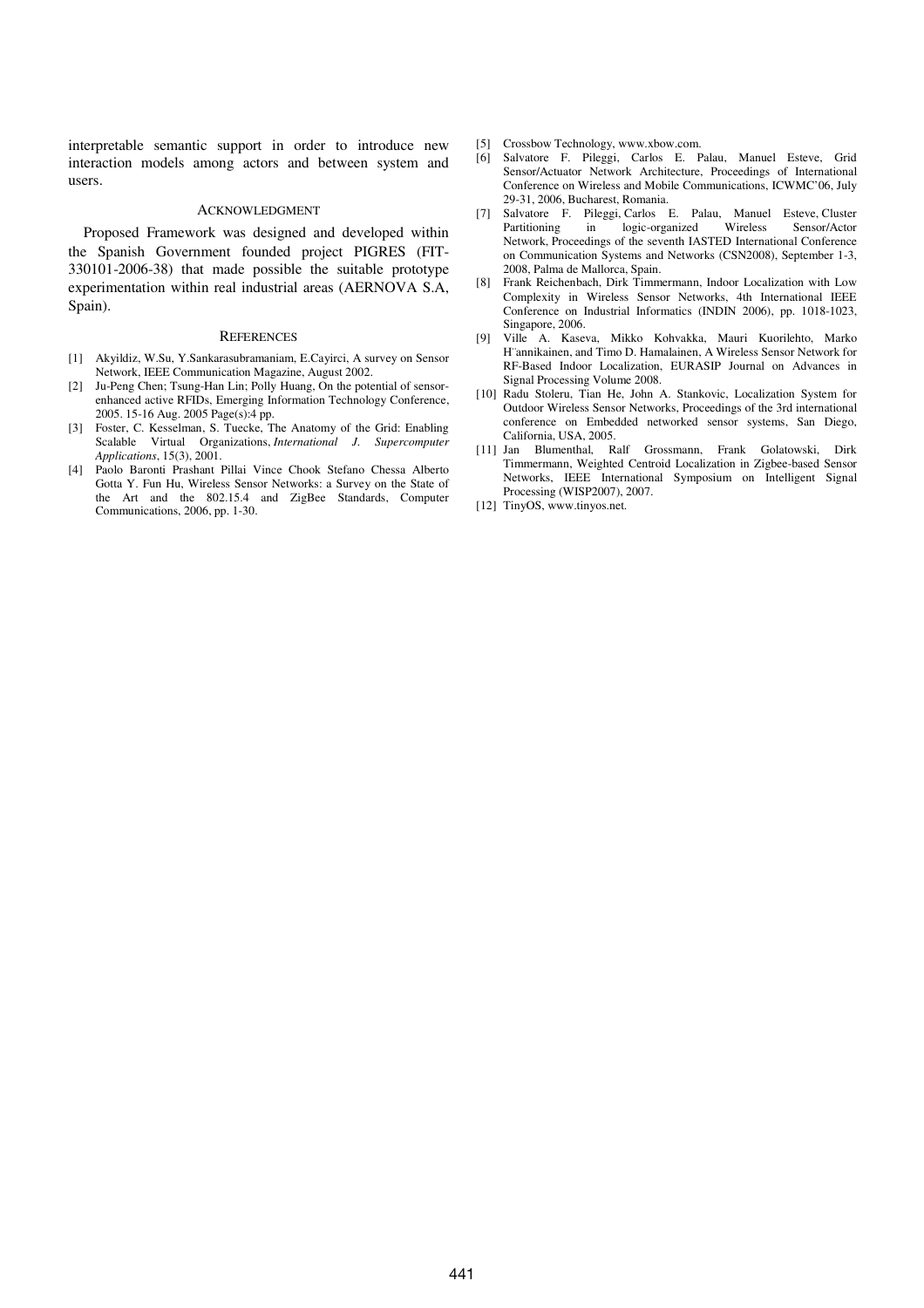interpretable semantic support in order to introduce new interaction models among actors and between system and users.

## ACKNOWLEDGMENT

Proposed Framework was designed and developed within the Spanish Government founded project PIGRES (FIT-330101-2006-38) that made possible the suitable prototype experimentation within real industrial areas (AERNOVA S.A, Spain).

## REFERENCES

[1] Akyildiz, W.Su, Y.Sankarasubramaniam, E.Cayirci, A survey on Sensor Network, IEEE Communication Magazine, August 2002.

[2] Ju-Peng Chen; Tsung-Han Lin; Polly Huang, On the potential of sensor-enhanced active RFIDs, Emerging Information Technology Conference, 2005. 15-16 Aug. 2005 Page(s):4 pp.

[3] Foster, C. Kesselman, S. Tuecke, The Anatomy of the Grid: Enabling Scalable Virtual Organizations, *International J. Supercomputer Applications*, 15(3), 2001.

[4] Paolo Baronti Prashant Pillai Vince Chook Stefano Chessa Alberto Gotta Y. Fun Hu, Wireless Sensor Networks: a Survey on the State of the Art and the 802.15.4 and ZigBee Standards, Computer Communications, 2006, pp. 1-30.

[5] Crossbow Technology, www.xbow.com.

[6] Salvatore F. Pileggi, Carlos E. Palau, Manuel Esteve, Grid Sensor/Actuator Network Architecture, Proceedings of International Conference on Wireless and Mobile Communications, ICWMC'06, July 29-31, 2006, Bucharest, Romania.

[7] Salvatore F. Pileggi, Carlos E. Palau, Manuel Esteve, Cluster Partitioning in logic-organized Wireless Sensor/Actor Network, Proceedings of the seventh IASTED International Conference on Communication Systems and Networks (CSN2008), September 1-3, 2008, Palma de Mallorca, Spain.

[8] Frank Reichenbach, Dirk Timmermann, Indoor Localization with Low Complexity in Wireless Sensor Networks, 4th International IEEE Conference on Industrial Informatics (INDIN 2006), pp. 1018-1023, Singapore, 2006.

[9] Ville A. Kaseva, Mikko Kohvakka, Mauri Kuorilehto, Marko H¨annikainen, and Timo D. Hamalainen, A Wireless Sensor Network for RF-Based Indoor Localization, EURASIP Journal on Advances in Signal Processing Volume 2008.

[10] Radu Stoleru, Tian He, John A. Stankovic, Localization System for Outdoor Wireless Sensor Networks, Proceedings of the 3rd international conference on Embedded networked sensor systems, San Diego, California, USA, 2005.

[11] Jan Blumenthal, Ralf Grossmann, Frank Golatowski, Dirk Timmermann, Weighted Centroid Localization in Zigbee-based Sensor Networks, IEEE International Symposium on Intelligent Signal Processing (WISP2007), 2007.

[12] TinyOS, www.tinyos.net.